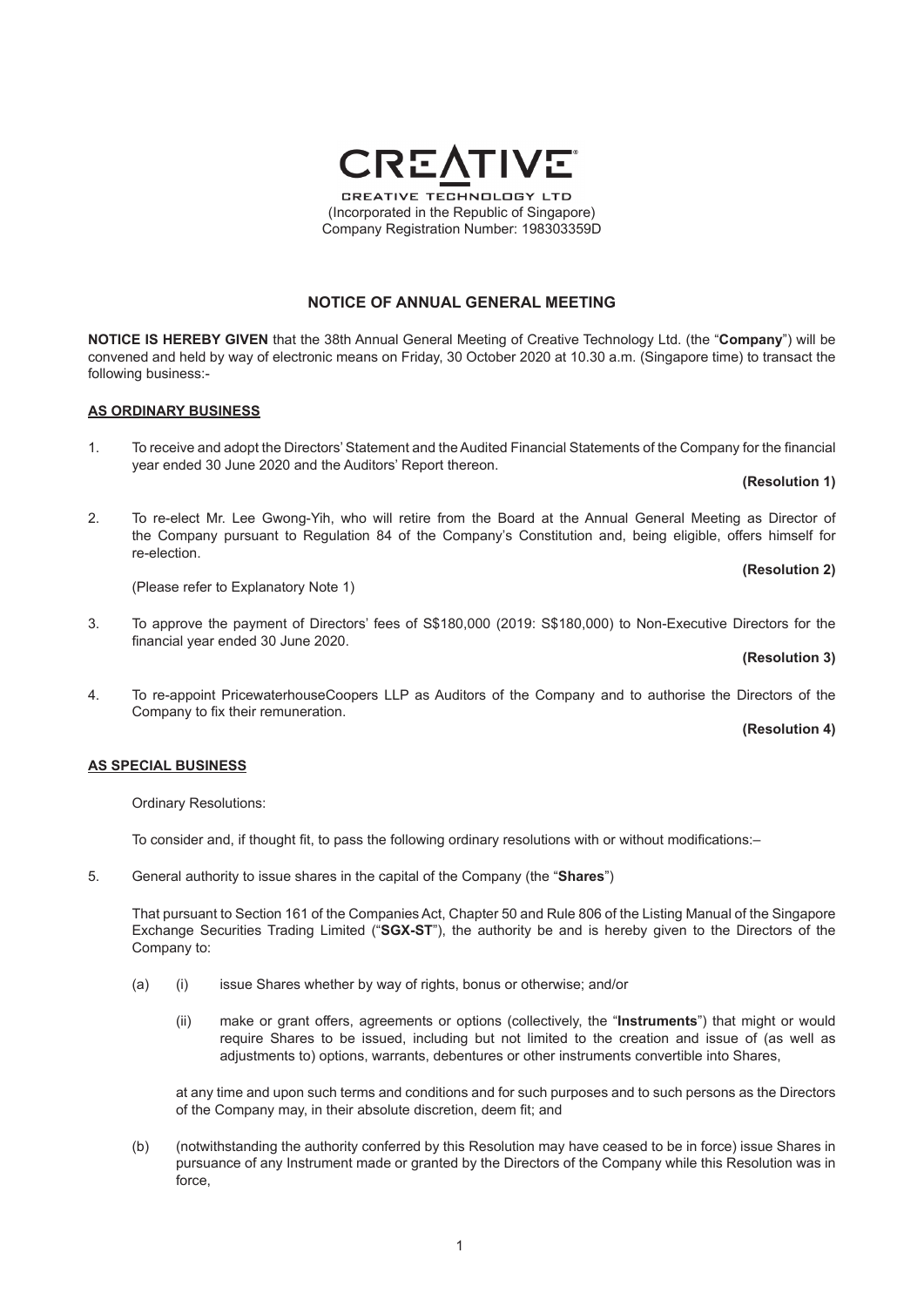CREATIVE

CREATIVE TECHNOLOGY LTD
(Incorporated in the Republic of Singapore)
Company Registration Number: 198303359D

# NOTICE OF ANNUAL GENERAL MEETING

**NOTICE IS HEREBY GIVEN** that the 38th Annual General Meeting of Creative Technology Ltd. (the "**Company**") will be convened and held by way of electronic means on Friday, 30 October 2020 at 10.30 a.m. (Singapore time) to transact the following business:-

## AS ORDINARY BUSINESS

1. To receive and adopt the Directors' Statement and the Audited Financial Statements of the Company for the financial year ended 30 June 2020 and the Auditors' Report thereon.

   **(Resolution 1)**

2. To re-elect Mr. Lee Gwong-Yih, who will retire from the Board at the Annual General Meeting as Director of the Company pursuant to Regulation 84 of the Company's Constitution and, being eligible, offers himself for re-election.

   **(Resolution 2)**

   (Please refer to Explanatory Note 1)

3. To approve the payment of Directors' fees of S$180,000 (2019: S$180,000) to Non-Executive Directors for the financial year ended 30 June 2020.

   **(Resolution 3)**

4. To re-appoint PricewaterhouseCoopers LLP as Auditors of the Company and to authorise the Directors of the Company to fix their remuneration.

   **(Resolution 4)**

## AS SPECIAL BUSINESS

Ordinary Resolutions:

To consider and, if thought fit, to pass the following ordinary resolutions with or without modifications:–

5. General authority to issue shares in the capital of the Company (the "**Shares**")

   That pursuant to Section 161 of the Companies Act, Chapter 50 and Rule 806 of the Listing Manual of the Singapore Exchange Securities Trading Limited ("**SGX-ST**"), the authority be and is hereby given to the Directors of the Company to:

   (a) (i) issue Shares whether by way of rights, bonus or otherwise; and/or

   (ii) make or grant offers, agreements or options (collectively, the "**Instruments**") that might or would require Shares to be issued, including but not limited to the creation and issue of (as well as adjustments to) options, warrants, debentures or other instruments convertible into Shares,

   at any time and upon such terms and conditions and for such purposes and to such persons as the Directors of the Company may, in their absolute discretion, deem fit; and

   (b) (notwithstanding the authority conferred by this Resolution may have ceased to be in force) issue Shares in pursuance of any Instrument made or granted by the Directors of the Company while this Resolution was in force,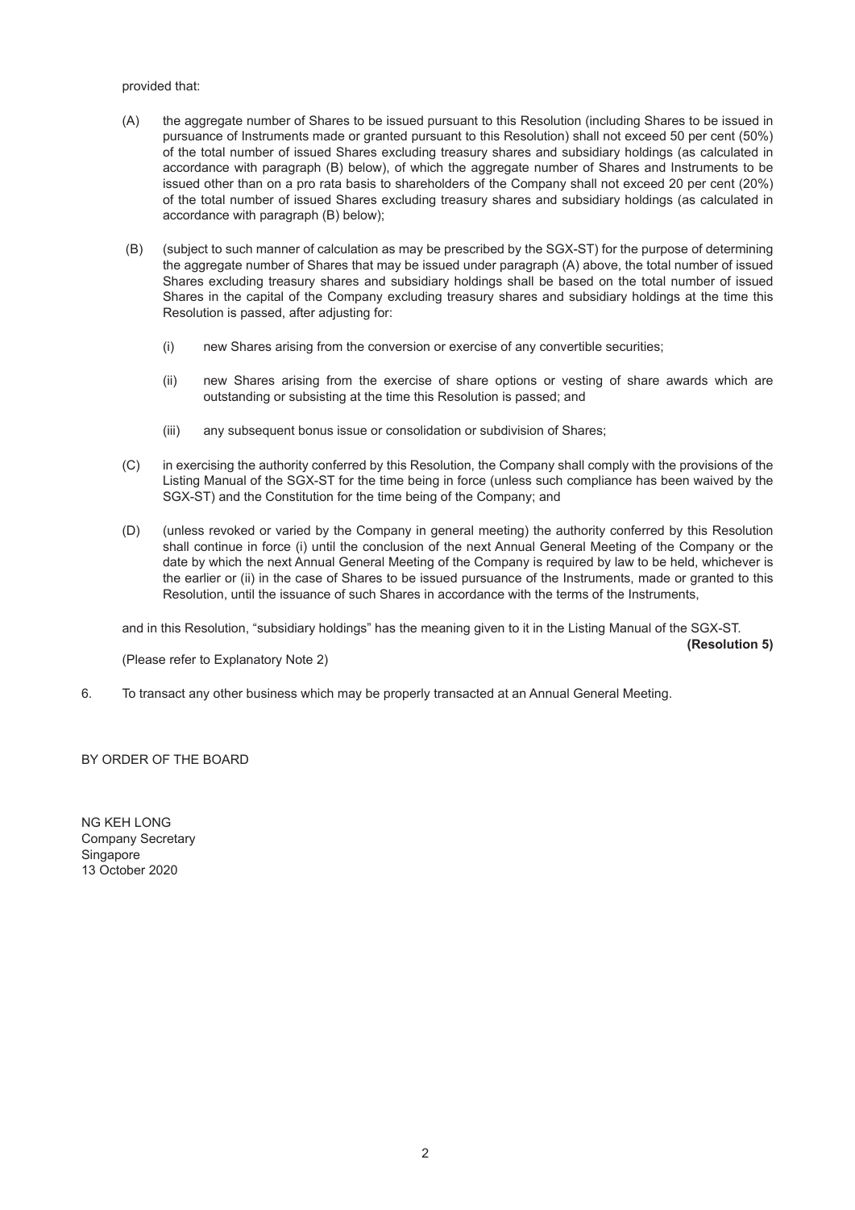provided that:

(A) the aggregate number of Shares to be issued pursuant to this Resolution (including Shares to be issued in pursuance of Instruments made or granted pursuant to this Resolution) shall not exceed 50 per cent (50%) of the total number of issued Shares excluding treasury shares and subsidiary holdings (as calculated in accordance with paragraph (B) below), of which the aggregate number of Shares and Instruments to be issued other than on a pro rata basis to shareholders of the Company shall not exceed 20 per cent (20%) of the total number of issued Shares excluding treasury shares and subsidiary holdings (as calculated in accordance with paragraph (B) below);

(B) (subject to such manner of calculation as may be prescribed by the SGX-ST) for the purpose of determining the aggregate number of Shares that may be issued under paragraph (A) above, the total number of issued Shares excluding treasury shares and subsidiary holdings shall be based on the total number of issued Shares in the capital of the Company excluding treasury shares and subsidiary holdings at the time this Resolution is passed, after adjusting for:

   (i) new Shares arising from the conversion or exercise of any convertible securities;

   (ii) new Shares arising from the exercise of share options or vesting of share awards which are outstanding or subsisting at the time this Resolution is passed; and

   (iii) any subsequent bonus issue or consolidation or subdivision of Shares;

(C) in exercising the authority conferred by this Resolution, the Company shall comply with the provisions of the Listing Manual of the SGX-ST for the time being in force (unless such compliance has been waived by the SGX-ST) and the Constitution for the time being of the Company; and

(D) (unless revoked or varied by the Company in general meeting) the authority conferred by this Resolution shall continue in force (i) until the conclusion of the next Annual General Meeting of the Company or the date by which the next Annual General Meeting of the Company is required by law to be held, whichever is the earlier or (ii) in the case of Shares to be issued pursuance of the Instruments, made or granted to this Resolution, until the issuance of such Shares in accordance with the terms of the Instruments,

and in this Resolution, "subsidiary holdings" has the meaning given to it in the Listing Manual of the SGX-ST.

**(Resolution 5)**

(Please refer to Explanatory Note 2)

6. To transact any other business which may be properly transacted at an Annual General Meeting.

BY ORDER OF THE BOARD

NG KEH LONG
Company Secretary
Singapore
13 October 2020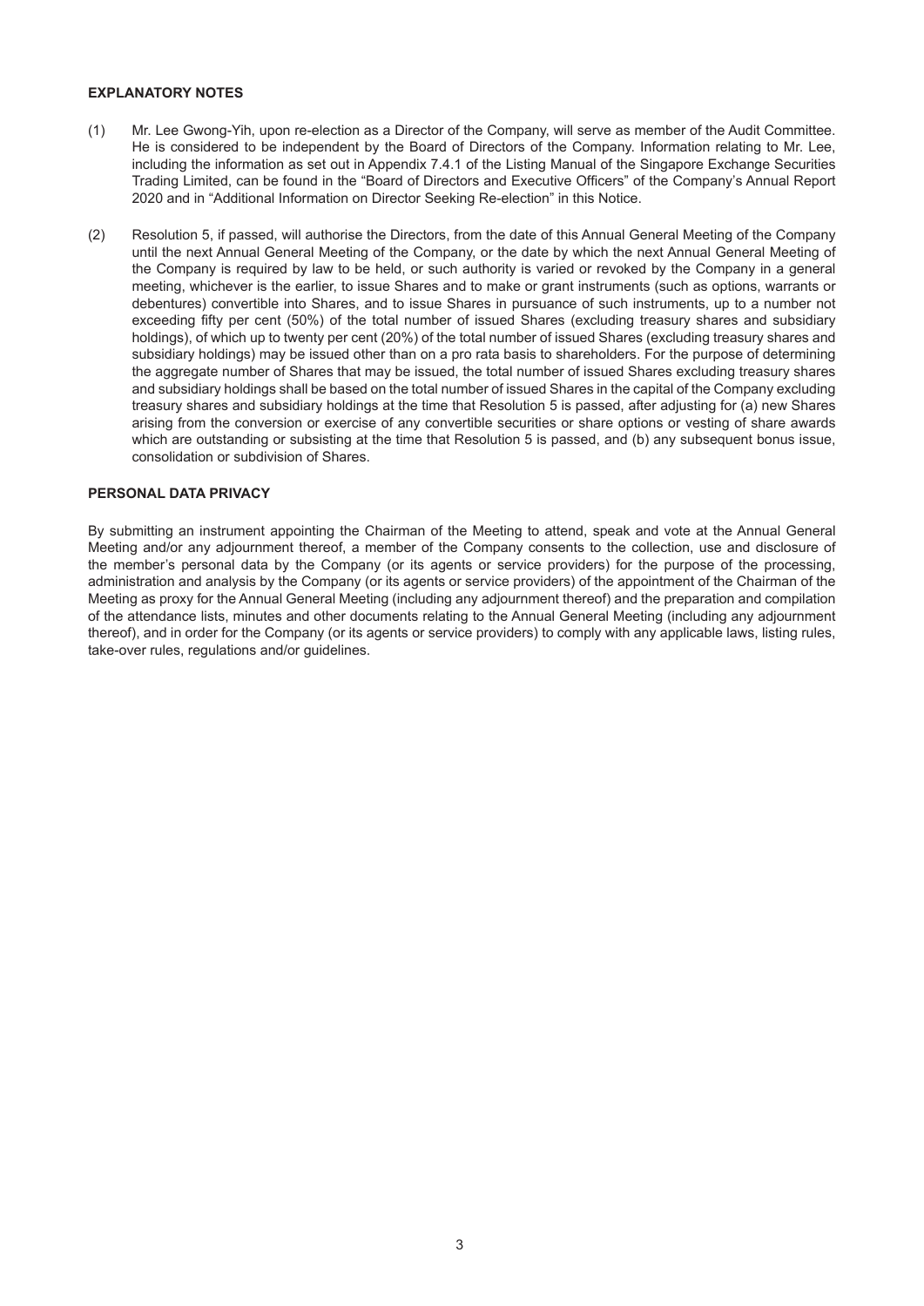**EXPLANATORY NOTES**

(1) Mr. Lee Gwong-Yih, upon re-election as a Director of the Company, will serve as member of the Audit Committee. He is considered to be independent by the Board of Directors of the Company. Information relating to Mr. Lee, including the information as set out in Appendix 7.4.1 of the Listing Manual of the Singapore Exchange Securities Trading Limited, can be found in the "Board of Directors and Executive Officers" of the Company's Annual Report 2020 and in "Additional Information on Director Seeking Re-election" in this Notice.

(2) Resolution 5, if passed, will authorise the Directors, from the date of this Annual General Meeting of the Company until the next Annual General Meeting of the Company, or the date by which the next Annual General Meeting of the Company is required by law to be held, or such authority is varied or revoked by the Company in a general meeting, whichever is the earlier, to issue Shares and to make or grant instruments (such as options, warrants or debentures) convertible into Shares, and to issue Shares in pursuance of such instruments, up to a number not exceeding fifty per cent (50%) of the total number of issued Shares (excluding treasury shares and subsidiary holdings), of which up to twenty per cent (20%) of the total number of issued Shares (excluding treasury shares and subsidiary holdings) may be issued other than on a pro rata basis to shareholders. For the purpose of determining the aggregate number of Shares that may be issued, the total number of issued Shares excluding treasury shares and subsidiary holdings shall be based on the total number of issued Shares in the capital of the Company excluding treasury shares and subsidiary holdings at the time that Resolution 5 is passed, after adjusting for (a) new Shares arising from the conversion or exercise of any convertible securities or share options or vesting of share awards which are outstanding or subsisting at the time that Resolution 5 is passed, and (b) any subsequent bonus issue, consolidation or subdivision of Shares.

**PERSONAL DATA PRIVACY**

By submitting an instrument appointing the Chairman of the Meeting to attend, speak and vote at the Annual General Meeting and/or any adjournment thereof, a member of the Company consents to the collection, use and disclosure of the member's personal data by the Company (or its agents or service providers) for the purpose of the processing, administration and analysis by the Company (or its agents or service providers) of the appointment of the Chairman of the Meeting as proxy for the Annual General Meeting (including any adjournment thereof) and the preparation and compilation of the attendance lists, minutes and other documents relating to the Annual General Meeting (including any adjournment thereof), and in order for the Company (or its agents or service providers) to comply with any applicable laws, listing rules, take-over rules, regulations and/or guidelines.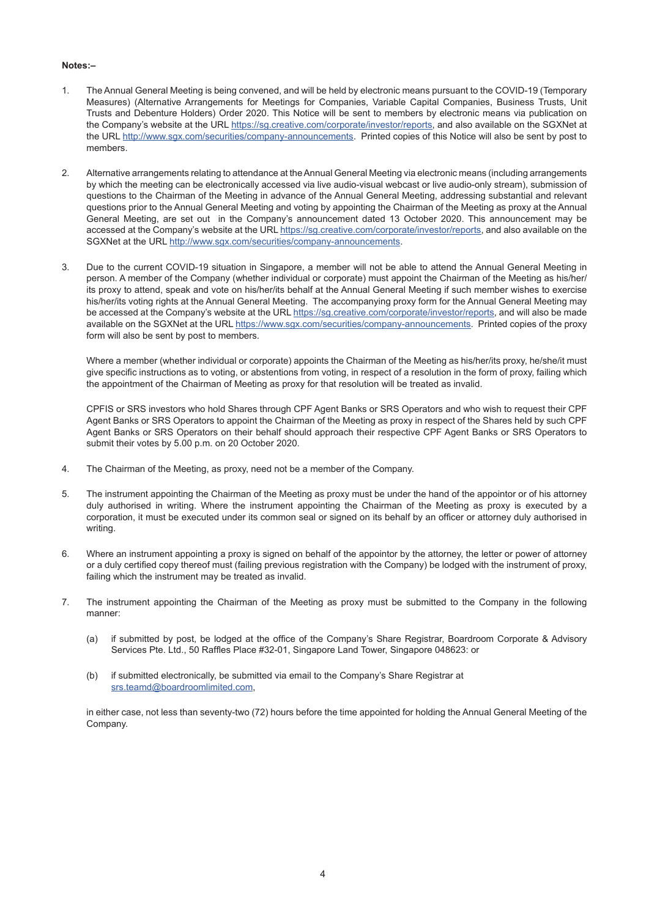**Notes:–**

1. The Annual General Meeting is being convened, and will be held by electronic means pursuant to the COVID-19 (Temporary Measures) (Alternative Arrangements for Meetings for Companies, Variable Capital Companies, Business Trusts, Unit Trusts and Debenture Holders) Order 2020. This Notice will be sent to members by electronic means via publication on the Company's website at the URL https://sg.creative.com/corporate/investor/reports, and also available on the SGXNet at the URL http://www.sgx.com/securities/company-announcements. Printed copies of this Notice will also be sent by post to members.

2. Alternative arrangements relating to attendance at the Annual General Meeting via electronic means (including arrangements by which the meeting can be electronically accessed via live audio-visual webcast or live audio-only stream), submission of questions to the Chairman of the Meeting in advance of the Annual General Meeting, addressing substantial and relevant questions prior to the Annual General Meeting and voting by appointing the Chairman of the Meeting as proxy at the Annual General Meeting, are set out in the Company's announcement dated 13 October 2020. This announcement may be accessed at the Company's website at the URL https://sg.creative.com/corporate/investor/reports, and also available on the SGXNet at the URL http://www.sgx.com/securities/company-announcements.

3. Due to the current COVID-19 situation in Singapore, a member will not be able to attend the Annual General Meeting in person. A member of the Company (whether individual or corporate) must appoint the Chairman of the Meeting as his/her/its proxy to attend, speak and vote on his/her/its behalf at the Annual General Meeting if such member wishes to exercise his/her/its voting rights at the Annual General Meeting. The accompanying proxy form for the Annual General Meeting may be accessed at the Company's website at the URL https://sg.creative.com/corporate/investor/reports, and will also be made available on the SGXNet at the URL https://www.sgx.com/securities/company-announcements. Printed copies of the proxy form will also be sent by post to members.

   Where a member (whether individual or corporate) appoints the Chairman of the Meeting as his/her/its proxy, he/she/it must give specific instructions as to voting, or abstentions from voting, in respect of a resolution in the form of proxy, failing which the appointment of the Chairman of Meeting as proxy for that resolution will be treated as invalid.

   CPFIS or SRS investors who hold Shares through CPF Agent Banks or SRS Operators and who wish to request their CPF Agent Banks or SRS Operators to appoint the Chairman of the Meeting as proxy in respect of the Shares held by such CPF Agent Banks or SRS Operators on their behalf should approach their respective CPF Agent Banks or SRS Operators to submit their votes by 5.00 p.m. on 20 October 2020.

4. The Chairman of the Meeting, as proxy, need not be a member of the Company.

5. The instrument appointing the Chairman of the Meeting as proxy must be under the hand of the appointor or of his attorney duly authorised in writing. Where the instrument appointing the Chairman of the Meeting as proxy is executed by a corporation, it must be executed under its common seal or signed on its behalf by an officer or attorney duly authorised in writing.

6. Where an instrument appointing a proxy is signed on behalf of the appointor by the attorney, the letter or power of attorney or a duly certified copy thereof must (failing previous registration with the Company) be lodged with the instrument of proxy, failing which the instrument may be treated as invalid.

7. The instrument appointing the Chairman of the Meeting as proxy must be submitted to the Company in the following manner:

   (a) if submitted by post, be lodged at the office of the Company's Share Registrar, Boardroom Corporate & Advisory Services Pte. Ltd., 50 Raffles Place #32-01, Singapore Land Tower, Singapore 048623: or

   (b) if submitted electronically, be submitted via email to the Company's Share Registrar at srs.teamd@boardroomlimited.com,

   in either case, not less than seventy-two (72) hours before the time appointed for holding the Annual General Meeting of the Company.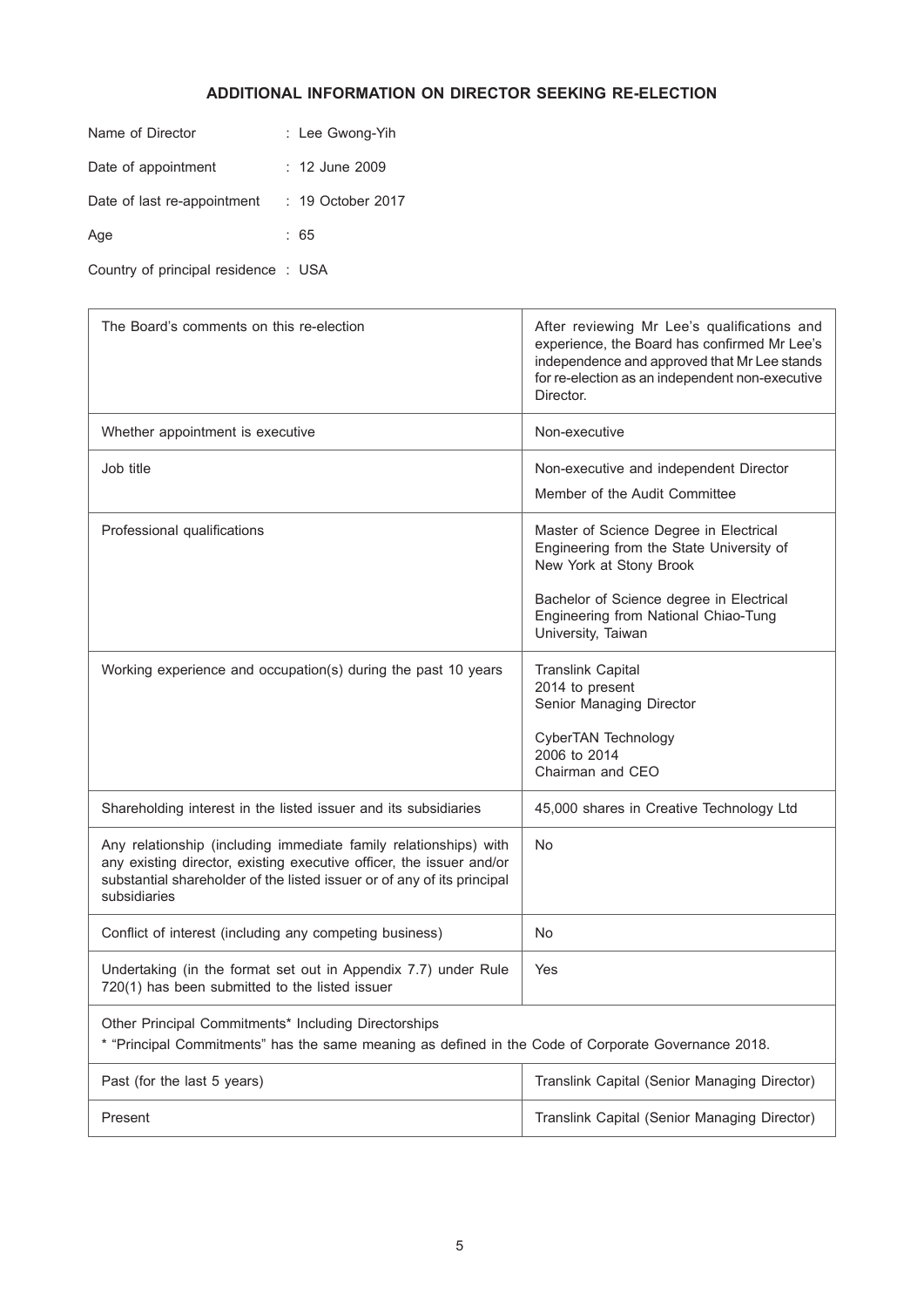## ADDITIONAL INFORMATION ON DIRECTOR SEEKING RE-ELECTION

Name of Director : Lee Gwong-Yih

Date of appointment : 12 June 2009

Date of last re-appointment : 19 October 2017

Age : 65

Country of principal residence : USA

| | |
|---|---|
| The Board's comments on this re-election | After reviewing Mr Lee's qualifications and experience, the Board has confirmed Mr Lee's independence and approved that Mr Lee stands for re-election as an independent non-executive Director. |
| Whether appointment is executive | Non-executive |
| Job title | Non-executive and independent Director<br>Member of the Audit Committee |
| Professional qualifications | Master of Science Degree in Electrical Engineering from the State University of New York at Stony Brook<br><br>Bachelor of Science degree in Electrical Engineering from National Chiao-Tung University, Taiwan |
| Working experience and occupation(s) during the past 10 years | Translink Capital<br>2014 to present<br>Senior Managing Director<br><br>CyberTAN Technology<br>2006 to 2014<br>Chairman and CEO |
| Shareholding interest in the listed issuer and its subsidiaries | 45,000 shares in Creative Technology Ltd |
| Any relationship (including immediate family relationships) with any existing director, existing executive officer, the issuer and/or substantial shareholder of the listed issuer or of any of its principal subsidiaries | No |
| Conflict of interest (including any competing business) | No |
| Undertaking (in the format set out in Appendix 7.7) under Rule 720(1) has been submitted to the listed issuer | Yes |
| Other Principal Commitments* Including Directorships<br>* "Principal Commitments" has the same meaning as defined in the Code of Corporate Governance 2018. | |
| Past (for the last 5 years) | Translink Capital (Senior Managing Director) |
| Present | Translink Capital (Senior Managing Director) |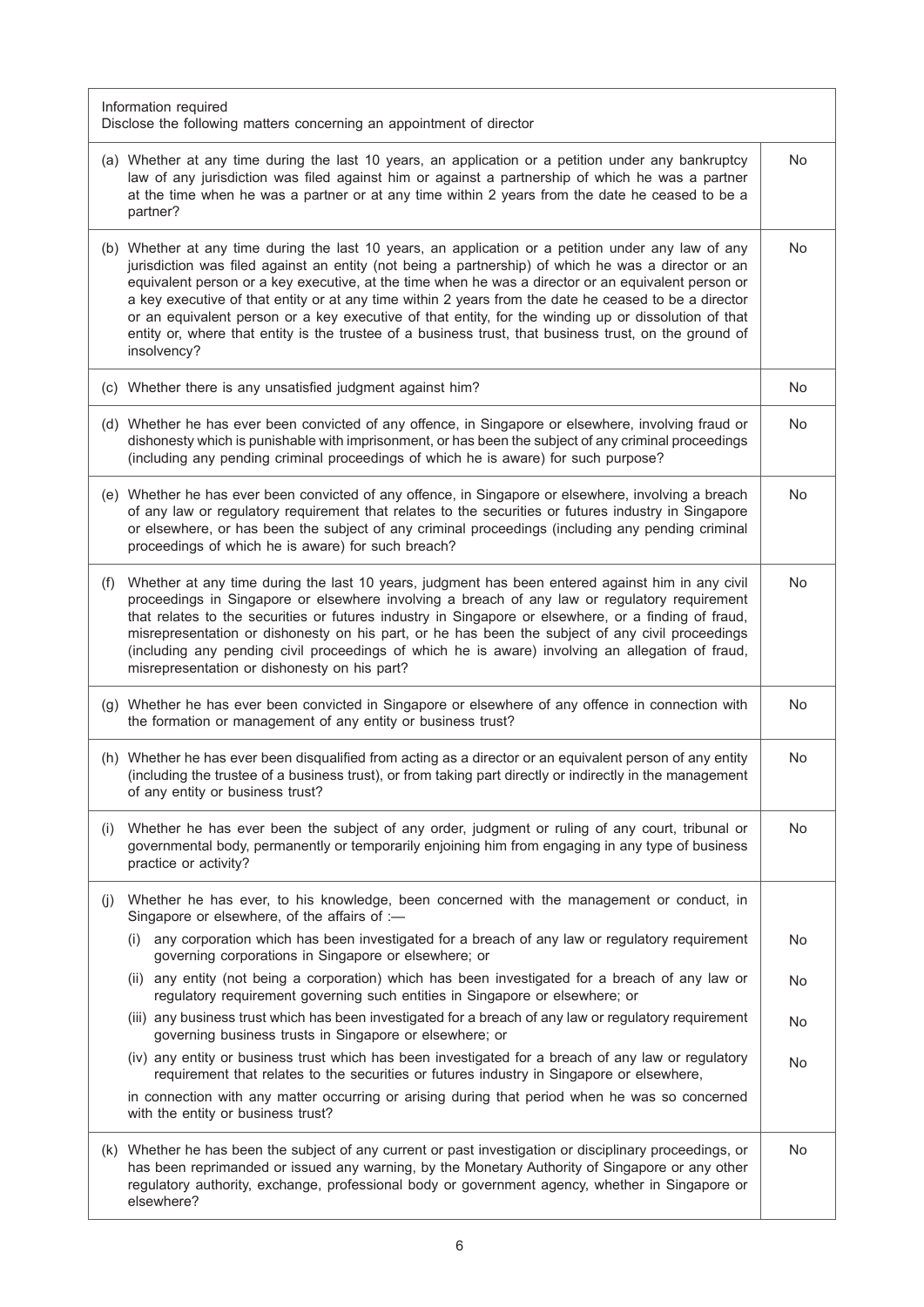| Information required<br>Disclose the following matters concerning an appointment of director | |
|---|---|
| (a) Whether at any time during the last 10 years, an application or a petition under any bankruptcy law of any jurisdiction was filed against him or against a partnership of which he was a partner at the time when he was a partner or at any time within 2 years from the date he ceased to be a partner? | No |
| (b) Whether at any time during the last 10 years, an application or a petition under any law of any jurisdiction was filed against an entity (not being a partnership) of which he was a director or an equivalent person or a key executive, at the time when he was a director or an equivalent person or a key executive of that entity or at any time within 2 years from the date he ceased to be a director or an equivalent person or a key executive of that entity, for the winding up or dissolution of that entity or, where that entity is the trustee of a business trust, that business trust, on the ground of insolvency? | No |
| (c) Whether there is any unsatisfied judgment against him? | No |
| (d) Whether he has ever been convicted of any offence, in Singapore or elsewhere, involving fraud or dishonesty which is punishable with imprisonment, or has been the subject of any criminal proceedings (including any pending criminal proceedings of which he is aware) for such purpose? | No |
| (e) Whether he has ever been convicted of any offence, in Singapore or elsewhere, involving a breach of any law or regulatory requirement that relates to the securities or futures industry in Singapore or elsewhere, or has been the subject of any criminal proceedings (including any pending criminal proceedings of which he is aware) for such breach? | No |
| (f) Whether at any time during the last 10 years, judgment has been entered against him in any civil proceedings in Singapore or elsewhere involving a breach of any law or regulatory requirement that relates to the securities or futures industry in Singapore or elsewhere, or a finding of fraud, misrepresentation or dishonesty on his part, or he has been the subject of any civil proceedings (including any pending civil proceedings of which he is aware) involving an allegation of fraud, misrepresentation or dishonesty on his part? | No |
| (g) Whether he has ever been convicted in Singapore or elsewhere of any offence in connection with the formation or management of any entity or business trust? | No |
| (h) Whether he has ever been disqualified from acting as a director or an equivalent person of any entity (including the trustee of a business trust), or from taking part directly or indirectly in the management of any entity or business trust? | No |
| (i) Whether he has ever been the subject of any order, judgment or ruling of any court, tribunal or governmental body, permanently or temporarily enjoining him from engaging in any type of business practice or activity? | No |
| (j) Whether he has ever, to his knowledge, been concerned with the management or conduct, in Singapore or elsewhere, of the affairs of :— | |
| (i) any corporation which has been investigated for a breach of any law or regulatory requirement governing corporations in Singapore or elsewhere; or | No |
| (ii) any entity (not being a corporation) which has been investigated for a breach of any law or regulatory requirement governing such entities in Singapore or elsewhere; or | No |
| (iii) any business trust which has been investigated for a breach of any law or regulatory requirement governing business trusts in Singapore or elsewhere; or | No |
| (iv) any entity or business trust which has been investigated for a breach of any law or regulatory requirement that relates to the securities or futures industry in Singapore or elsewhere, | No |
| in connection with any matter occurring or arising during that period when he was so concerned with the entity or business trust? | |
| (k) Whether he has been the subject of any current or past investigation or disciplinary proceedings, or has been reprimanded or issued any warning, by the Monetary Authority of Singapore or any other regulatory authority, exchange, professional body or government agency, whether in Singapore or elsewhere? | No |